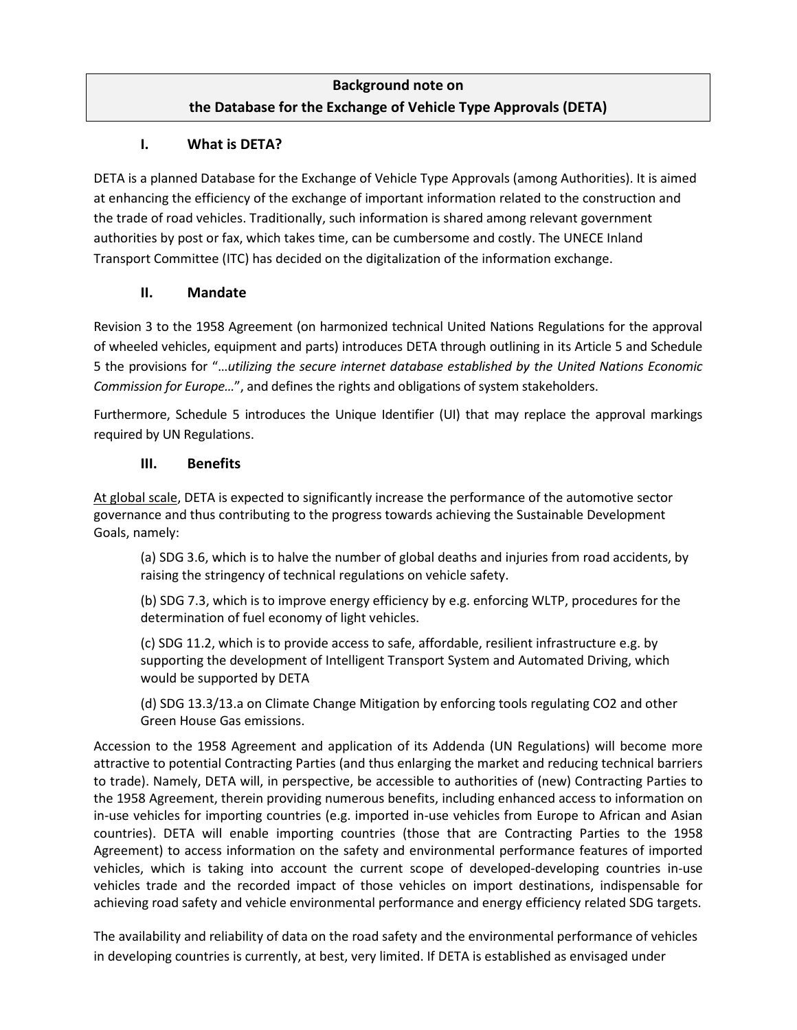# Background note on
# the Database for the Exchange of Vehicle Type Approvals (DETA)

## I. What is DETA?

DETA is a planned Database for the Exchange of Vehicle Type Approvals (among Authorities). It is aimed at enhancing the efficiency of the exchange of important information related to the construction and the trade of road vehicles. Traditionally, such information is shared among relevant government authorities by post or fax, which takes time, can be cumbersome and costly. The UNECE Inland Transport Committee (ITC) has decided on the digitalization of the information exchange.

## II. Mandate

Revision 3 to the 1958 Agreement (on harmonized technical United Nations Regulations for the approval of wheeled vehicles, equipment and parts) introduces DETA through outlining in its Article 5 and Schedule 5 the provisions for "*…utilizing the secure internet database established by the United Nations Economic Commission for Europe…*", and defines the rights and obligations of system stakeholders.

Furthermore, Schedule 5 introduces the Unique Identifier (UI) that may replace the approval markings required by UN Regulations.

## III. Benefits

At global scale, DETA is expected to significantly increase the performance of the automotive sector governance and thus contributing to the progress towards achieving the Sustainable Development Goals, namely:

(a) SDG 3.6, which is to halve the number of global deaths and injuries from road accidents, by raising the stringency of technical regulations on vehicle safety.

(b) SDG 7.3, which is to improve energy efficiency by e.g. enforcing WLTP, procedures for the determination of fuel economy of light vehicles.

(c) SDG 11.2, which is to provide access to safe, affordable, resilient infrastructure e.g. by supporting the development of Intelligent Transport System and Automated Driving, which would be supported by DETA

(d) SDG 13.3/13.a on Climate Change Mitigation by enforcing tools regulating CO2 and other Green House Gas emissions.

Accession to the 1958 Agreement and application of its Addenda (UN Regulations) will become more attractive to potential Contracting Parties (and thus enlarging the market and reducing technical barriers to trade). Namely, DETA will, in perspective, be accessible to authorities of (new) Contracting Parties to the 1958 Agreement, therein providing numerous benefits, including enhanced access to information on in-use vehicles for importing countries (e.g. imported in-use vehicles from Europe to African and Asian countries). DETA will enable importing countries (those that are Contracting Parties to the 1958 Agreement) to access information on the safety and environmental performance features of imported vehicles, which is taking into account the current scope of developed-developing countries in-use vehicles trade and the recorded impact of those vehicles on import destinations, indispensable for achieving road safety and vehicle environmental performance and energy efficiency related SDG targets.

The availability and reliability of data on the road safety and the environmental performance of vehicles in developing countries is currently, at best, very limited. If DETA is established as envisaged under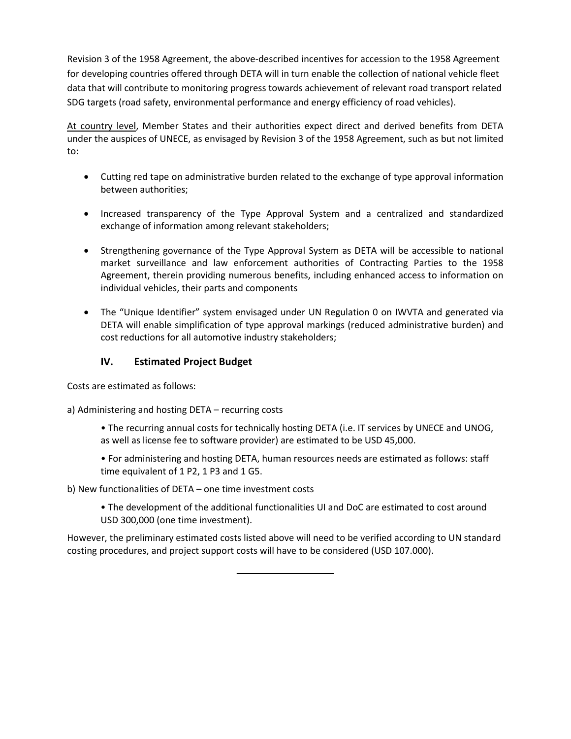Revision 3 of the 1958 Agreement, the above-described incentives for accession to the 1958 Agreement for developing countries offered through DETA will in turn enable the collection of national vehicle fleet data that will contribute to monitoring progress towards achievement of relevant road transport related SDG targets (road safety, environmental performance and energy efficiency of road vehicles).

At country level, Member States and their authorities expect direct and derived benefits from DETA under the auspices of UNECE, as envisaged by Revision 3 of the 1958 Agreement, such as but not limited to:

- Cutting red tape on administrative burden related to the exchange of type approval information between authorities;
- Increased transparency of the Type Approval System and a centralized and standardized exchange of information among relevant stakeholders;
- Strengthening governance of the Type Approval System as DETA will be accessible to national market surveillance and law enforcement authorities of Contracting Parties to the 1958 Agreement, therein providing numerous benefits, including enhanced access to information on individual vehicles, their parts and components
- The "Unique Identifier" system envisaged under UN Regulation 0 on IWVTA and generated via DETA will enable simplification of type approval markings (reduced administrative burden) and cost reductions for all automotive industry stakeholders;

## IV. Estimated Project Budget

Costs are estimated as follows:

a) Administering and hosting DETA – recurring costs

- The recurring annual costs for technically hosting DETA (i.e. IT services by UNECE and UNOG, as well as license fee to software provider) are estimated to be USD 45,000.
- For administering and hosting DETA, human resources needs are estimated as follows: staff time equivalent of 1 P2, 1 P3 and 1 G5.

b) New functionalities of DETA – one time investment costs

- The development of the additional functionalities UI and DoC are estimated to cost around USD 300,000 (one time investment).

However, the preliminary estimated costs listed above will need to be verified according to UN standard costing procedures, and project support costs will have to be considered (USD 107.000).